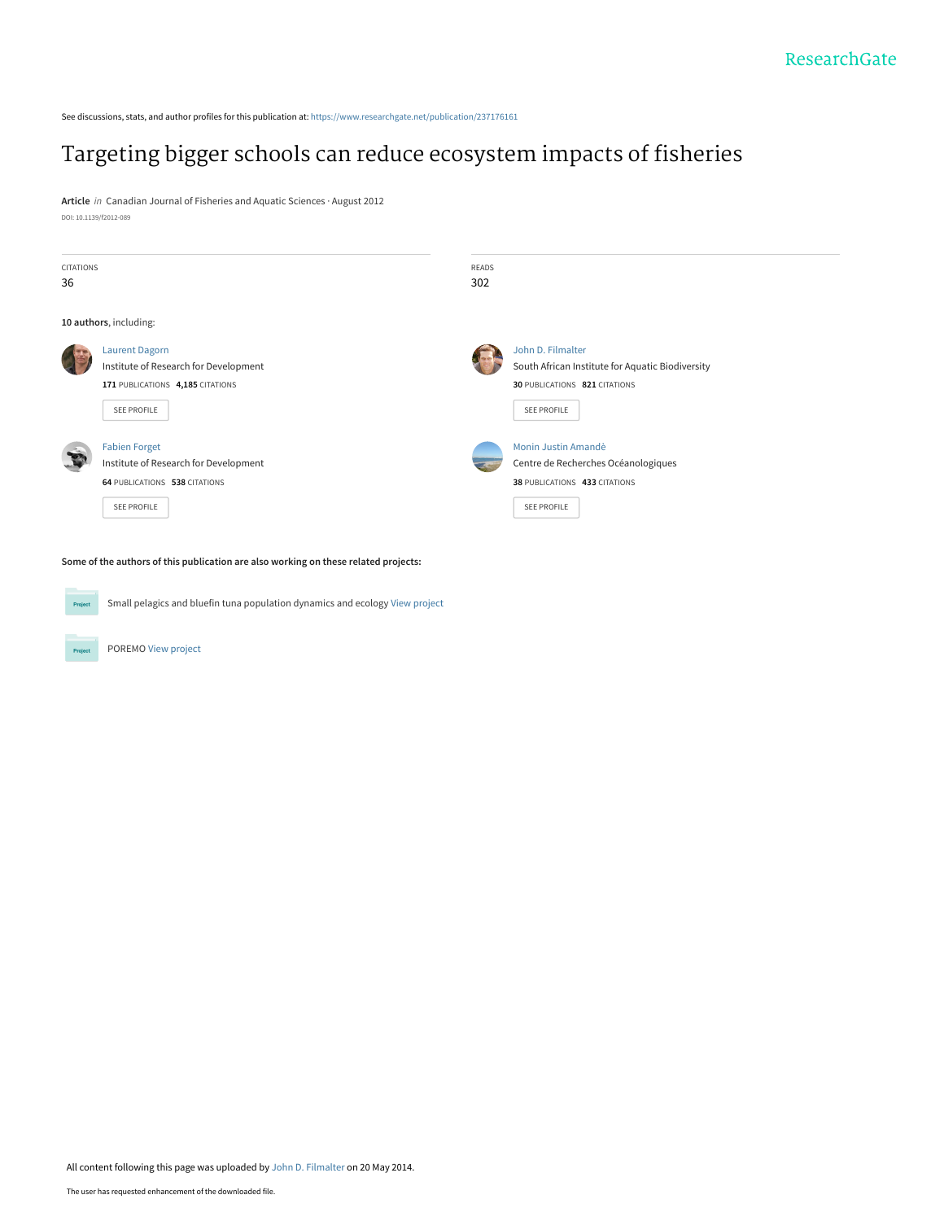ResearchGate

See discussions, stats, and author profiles for this publication at: https://www.researchgate.net/publication/237176161

# Targeting bigger schools can reduce ecosystem impacts of fisheries

**Article** *in* Canadian Journal of Fisheries and Aquatic Sciences · August 2012

DOI: 10.1139/f2012-089

| CITATIONS | READS |
| --- | --- |
| 36 | 302 |

**10 authors**, including:

**Laurent Dagorn**
Institute of Research for Development
**171** PUBLICATIONS **4,185** CITATIONS
SEE PROFILE

**John D. Filmalter**
South African Institute for Aquatic Biodiversity
**30** PUBLICATIONS **821** CITATIONS
SEE PROFILE

**Fabien Forget**
Institute of Research for Development
**64** PUBLICATIONS **538** CITATIONS
SEE PROFILE

**Monin Justin Amandè**
Centre de Recherches Océanologiques
**38** PUBLICATIONS **433** CITATIONS
SEE PROFILE

**Some of the authors of this publication are also working on these related projects:**

- Small pelagics and bluefin tuna population dynamics and ecology View project
- POREMO View project

All content following this page was uploaded by John D. Filmalter on 20 May 2014.

The user has requested enhancement of the downloaded file.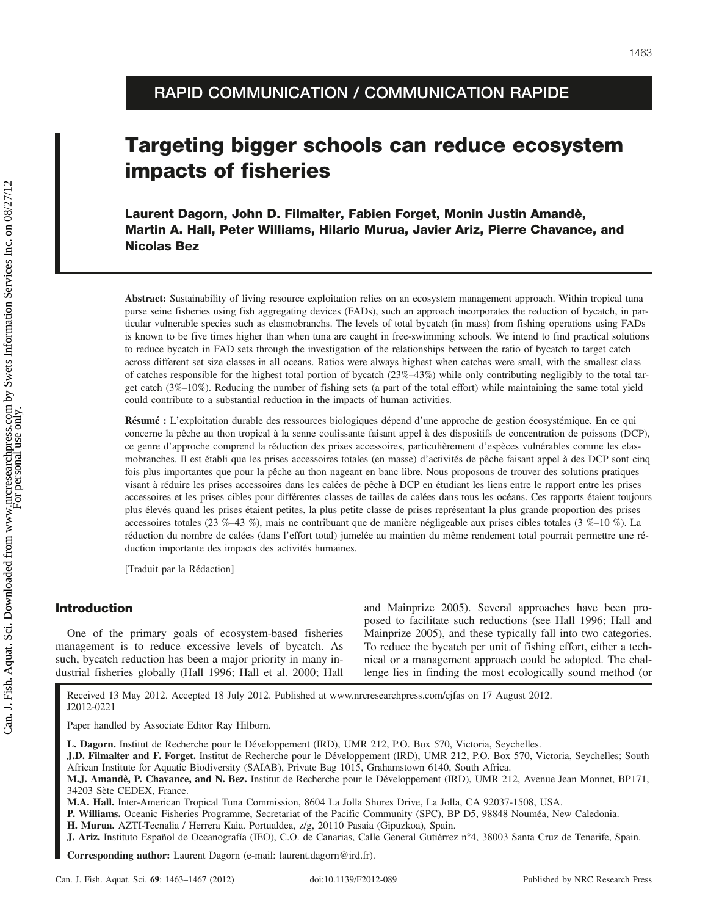## RAPID COMMUNICATION / COMMUNICATION RAPIDE

# Targeting bigger schools can reduce ecosystem impacts of fisheries

**Laurent Dagorn, John D. Filmalter, Fabien Forget, Monin Justin Amandè, Martin A. Hall, Peter Williams, Hilario Murua, Javier Ariz, Pierre Chavance, and Nicolas Bez**

**Abstract:** Sustainability of living resource exploitation relies on an ecosystem management approach. Within tropical tuna purse seine fisheries using fish aggregating devices (FADs), such an approach incorporates the reduction of bycatch, in particular vulnerable species such as elasmobranchs. The levels of total bycatch (in mass) from fishing operations using FADs is known to be five times higher than when tuna are caught in free-swimming schools. We intend to find practical solutions to reduce bycatch in FAD sets through the investigation of the relationships between the ratio of bycatch to target catch across different set size classes in all oceans. Ratios were always highest when catches were small, with the smallest class of catches responsible for the highest total portion of bycatch (23%–43%) while only contributing negligibly to the total target catch (3%–10%). Reducing the number of fishing sets (a part of the total effort) while maintaining the same total yield could contribute to a substantial reduction in the impacts of human activities.

**Résumé :** L'exploitation durable des ressources biologiques dépend d'une approche de gestion écosystémique. En ce qui concerne la pêche au thon tropical à la senne coulissante faisant appel à des dispositifs de concentration de poissons (DCP), ce genre d'approche comprend la réduction des prises accessoires, particulièrement d'espèces vulnérables comme les elasmobranches. Il est établi que les prises accessoires totales (en masse) d'activités de pêche faisant appel à des DCP sont cinq fois plus importantes que pour la pêche au thon nageant en banc libre. Nous proposons de trouver des solutions pratiques visant à réduire les prises accessoires dans les calées de pêche à DCP en étudiant les liens entre le rapport entre les prises accessoires et les prises cibles pour différentes classes de tailles de calées dans tous les océans. Ces rapports étaient toujours plus élevés quand les prises étaient petites, la plus petite classe de prises représentant la plus grande proportion des prises accessoires totales (23 %–43 %), mais ne contribuant que de manière négligeable aux prises cibles totales (3 %–10 %). La réduction du nombre de calées (dans l'effort total) jumelée au maintien du même rendement total pourrait permettre une réduction importante des impacts des activités humaines.

[Traduit par la Rédaction]

## Introduction

One of the primary goals of ecosystem-based fisheries management is to reduce excessive levels of bycatch. As such, bycatch reduction has been a major priority in many industrial fisheries globally (Hall 1996; Hall et al. 2000; Hall and Mainprize 2005). Several approaches have been proposed to facilitate such reductions (see Hall 1996; Hall and Mainprize 2005), and these typically fall into two categories. To reduce the bycatch per unit of fishing effort, either a technical or a management approach could be adopted. The challenge lies in finding the most ecologically sound method (or

Received 13 May 2012. Accepted 18 July 2012. Published at www.nrcresearchpress.com/cjfas on 17 August 2012. J2012-0221

Paper handled by Associate Editor Ray Hilborn.

**L. Dagorn.** Institut de Recherche pour le Développement (IRD), UMR 212, P.O. Box 570, Victoria, Seychelles.
**J.D. Filmalter and F. Forget.** Institut de Recherche pour le Développement (IRD), UMR 212, P.O. Box 570, Victoria, Seychelles; South African Institute for Aquatic Biodiversity (SAIAB), Private Bag 1015, Grahamstown 6140, South Africa.
**M.J. Amandè, P. Chavance, and N. Bez.** Institut de Recherche pour le Développement (IRD), UMR 212, Avenue Jean Monnet, BP171, 34203 Sète CEDEX, France.
**M.A. Hall.** Inter-American Tropical Tuna Commission, 8604 La Jolla Shores Drive, La Jolla, CA 92037-1508, USA.
**P. Williams.** Oceanic Fisheries Programme, Secretariat of the Pacific Community (SPC), BP D5, 98848 Nouméa, New Caledonia.
**H. Murua.** AZTI-Tecnalia / Herrera Kaia. Portualdea, z/g, 20110 Pasaia (Gipuzkoa), Spain.
**J. Ariz.** Instituto Español de Oceanografía (IEO), C.O. de Canarias, Calle General Gutiérrez n°4, 38003 Santa Cruz de Tenerife, Spain.

**Corresponding author:** Laurent Dagorn (e-mail: laurent.dagorn@ird.fr).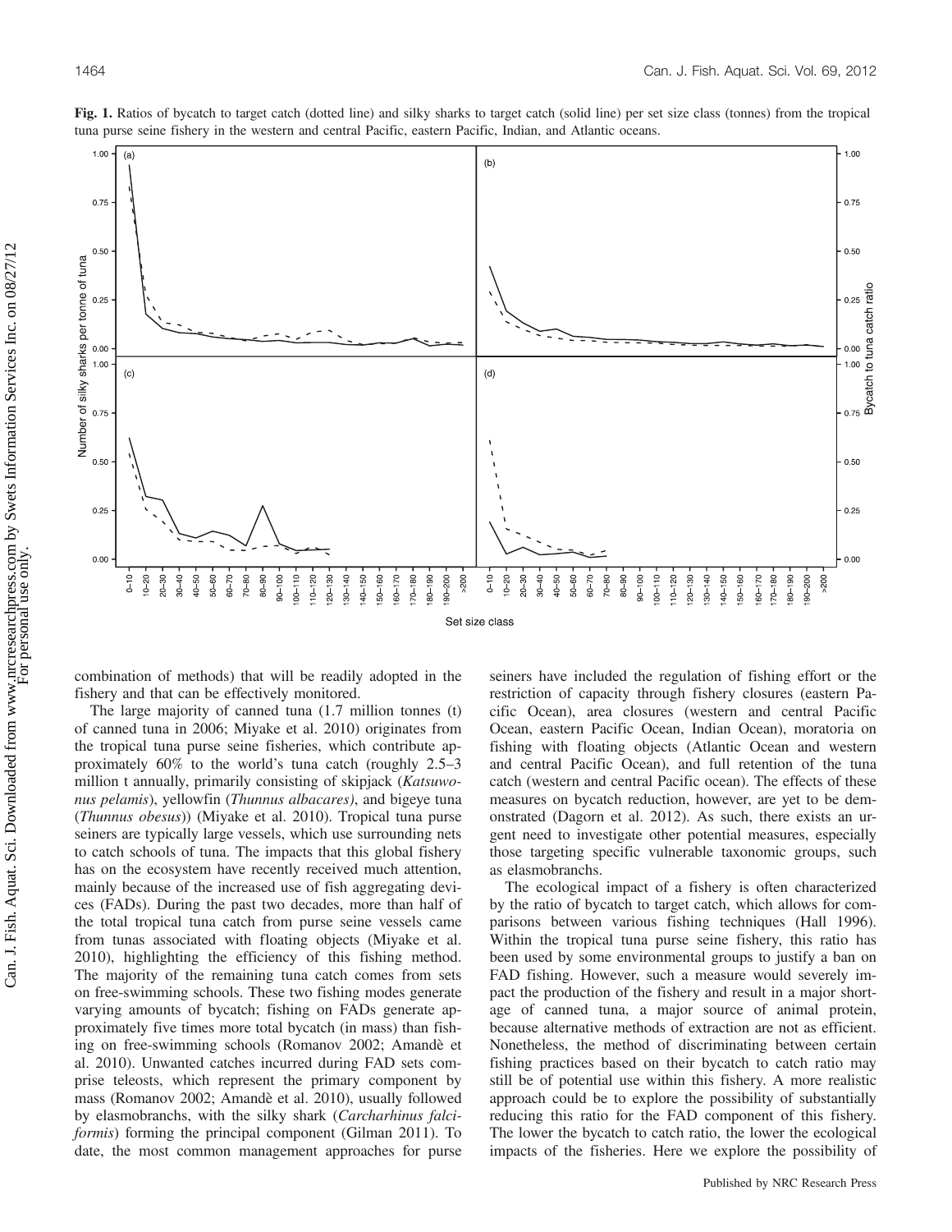**Fig. 1.** Ratios of bycatch to target catch (dotted line) and silky sharks to target catch (solid line) per set size class (tonnes) from the tropical tuna purse seine fishery in the western and central Pacific, eastern Pacific, Indian, and Atlantic oceans.

combination of methods) that will be readily adopted in the fishery and that can be effectively monitored.

The large majority of canned tuna (1.7 million tonnes (t) of canned tuna in 2006; Miyake et al. 2010) originates from the tropical tuna purse seine fisheries, which contribute approximately 60% to the world's tuna catch (roughly 2.5–3 million t annually, primarily consisting of skipjack (*Katsuwonus pelamis*), yellowfin (*Thunnus albacares)*, and bigeye tuna (*Thunnus obesus*)) (Miyake et al. 2010). Tropical tuna purse seiners are typically large vessels, which use surrounding nets to catch schools of tuna. The impacts that this global fishery has on the ecosystem have recently received much attention, mainly because of the increased use of fish aggregating devices (FADs). During the past two decades, more than half of the total tropical tuna catch from purse seine vessels came from tunas associated with floating objects (Miyake et al. 2010), highlighting the efficiency of this fishing method. The majority of the remaining tuna catch comes from sets on free-swimming schools. These two fishing modes generate varying amounts of bycatch; fishing on FADs generate approximately five times more total bycatch (in mass) than fishing on free-swimming schools (Romanov 2002; Amandè et al. 2010). Unwanted catches incurred during FAD sets comprise teleosts, which represent the primary component by mass (Romanov 2002; Amandè et al. 2010), usually followed by elasmobranchs, with the silky shark (*Carcharhinus falciformis*) forming the principal component (Gilman 2011). To date, the most common management approaches for purse seiners have included the regulation of fishing effort or the restriction of capacity through fishery closures (eastern Pacific Ocean), area closures (western and central Pacific Ocean, eastern Pacific Ocean, Indian Ocean), moratoria on fishing with floating objects (Atlantic Ocean and western and central Pacific Ocean), and full retention of the tuna catch (western and central Pacific ocean). The effects of these measures on bycatch reduction, however, are yet to be demonstrated (Dagorn et al. 2012). As such, there exists an urgent need to investigate other potential measures, especially those targeting specific vulnerable taxonomic groups, such as elasmobranchs.

The ecological impact of a fishery is often characterized by the ratio of bycatch to target catch, which allows for comparisons between various fishing techniques (Hall 1996). Within the tropical tuna purse seine fishery, this ratio has been used by some environmental groups to justify a ban on FAD fishing. However, such a measure would severely impact the production of the fishery and result in a major shortage of canned tuna, a major source of animal protein, because alternative methods of extraction are not as efficient. Nonetheless, the method of discriminating between certain fishing practices based on their bycatch to catch ratio may still be of potential use within this fishery. A more realistic approach could be to explore the possibility of substantially reducing this ratio for the FAD component of this fishery. The lower the bycatch to catch ratio, the lower the ecological impacts of the fisheries. Here we explore the possibility of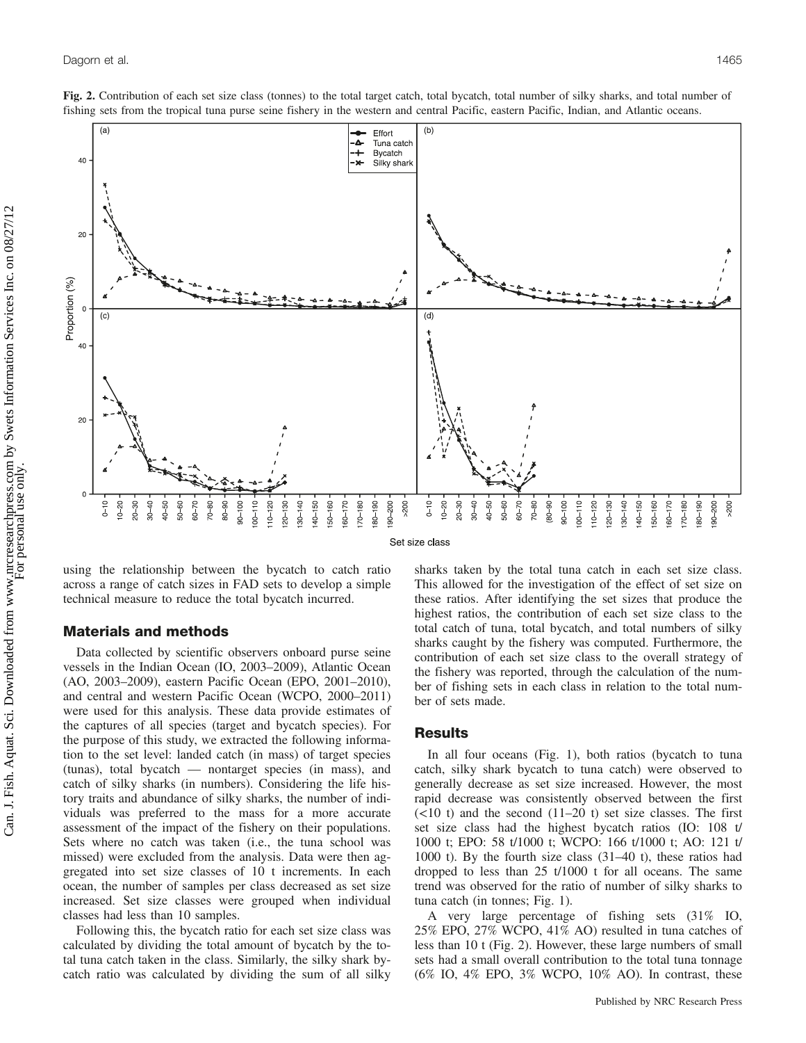**Fig. 2.** Contribution of each set size class (tonnes) to the total target catch, total bycatch, total number of silky sharks, and total number of fishing sets from the tropical tuna purse seine fishery in the western and central Pacific, eastern Pacific, Indian, and Atlantic oceans.

using the relationship between the bycatch to catch ratio across a range of catch sizes in FAD sets to develop a simple technical measure to reduce the total bycatch incurred.

## Materials and methods

Data collected by scientific observers onboard purse seine vessels in the Indian Ocean (IO, 2003–2009), Atlantic Ocean (AO, 2003–2009), eastern Pacific Ocean (EPO, 2001–2010), and central and western Pacific Ocean (WCPO, 2000–2011) were used for this analysis. These data provide estimates of the captures of all species (target and bycatch species). For the purpose of this study, we extracted the following information to the set level: landed catch (in mass) of target species (tunas), total bycatch — nontarget species (in mass), and catch of silky sharks (in numbers). Considering the life history traits and abundance of silky sharks, the number of individuals was preferred to the mass for a more accurate assessment of the impact of the fishery on their populations. Sets where no catch was taken (i.e., the tuna school was missed) were excluded from the analysis. Data were then aggregated into set size classes of 10 t increments. In each ocean, the number of samples per class decreased as set size increased. Set size classes were grouped when individual classes had less than 10 samples.

Following this, the bycatch ratio for each set size class was calculated by dividing the total amount of bycatch by the total tuna catch taken in the class. Similarly, the silky shark bycatch ratio was calculated by dividing the sum of all silky sharks taken by the total tuna catch in each set size class. This allowed for the investigation of the effect of set size on these ratios. After identifying the set sizes that produce the highest ratios, the contribution of each set size class to the total catch of tuna, total bycatch, and total numbers of silky sharks caught by the fishery was computed. Furthermore, the contribution of each set size class to the overall strategy of the fishery was reported, through the calculation of the number of fishing sets in each class in relation to the total number of sets made.

## Results

In all four oceans (Fig. 1), both ratios (bycatch to tuna catch, silky shark bycatch to tuna catch) were observed to generally decrease as set size increased. However, the most rapid decrease was consistently observed between the first (<10 t) and the second (11–20 t) set size classes. The first set size class had the highest bycatch ratios (IO: 108 t/1000 t; EPO: 58 t/1000 t; WCPO: 166 t/1000 t; AO: 121 t/1000 t). By the fourth size class (31–40 t), these ratios had dropped to less than 25 t/1000 t for all oceans. The same trend was observed for the ratio of number of silky sharks to tuna catch (in tonnes; Fig. 1).

A very large percentage of fishing sets (31% IO, 25% EPO, 27% WCPO, 41% AO) resulted in tuna catches of less than 10 t (Fig. 2). However, these large numbers of small sets had a small overall contribution to the total tuna tonnage (6% IO, 4% EPO, 3% WCPO, 10% AO). In contrast, these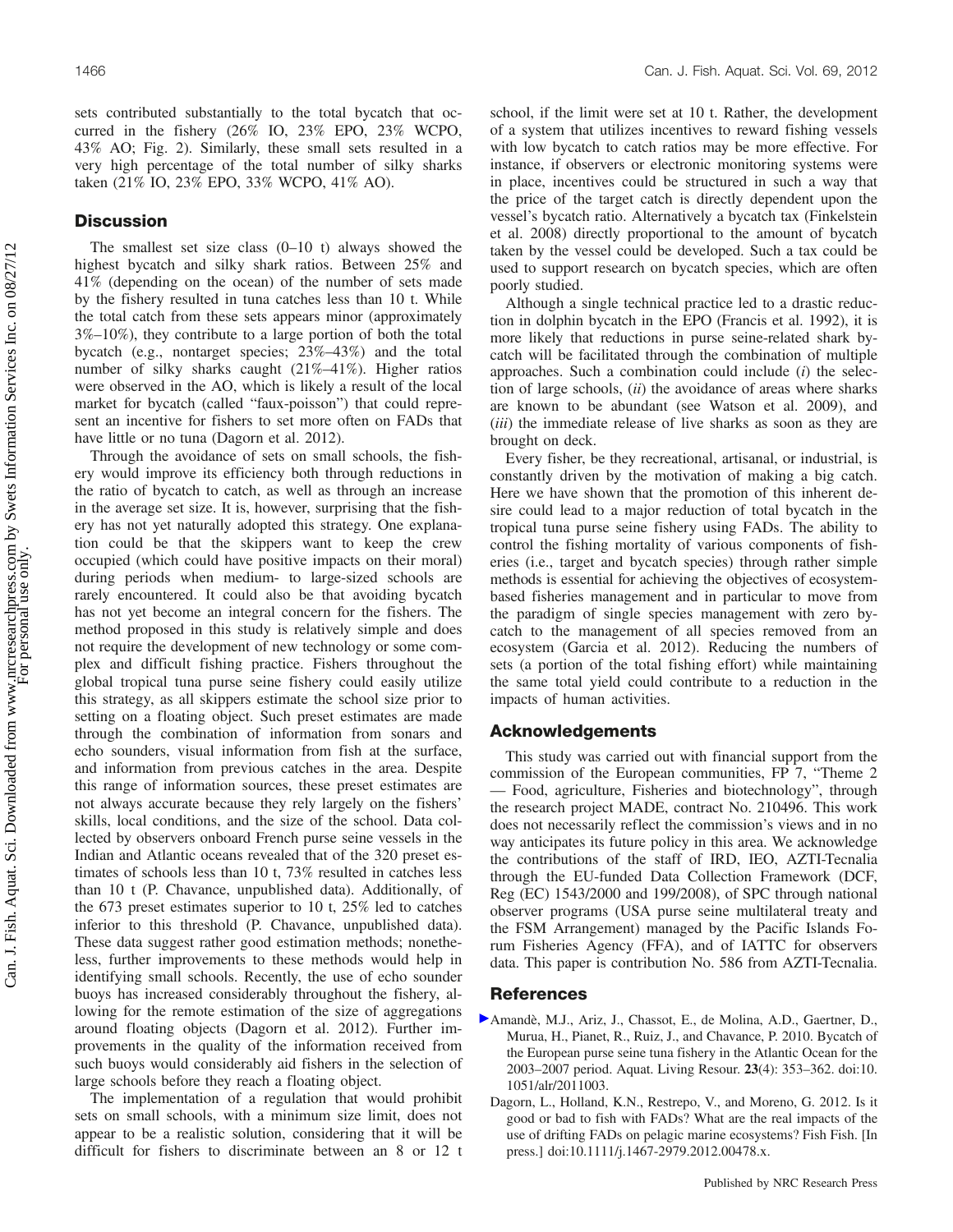sets contributed substantially to the total bycatch that occurred in the fishery (26% IO, 23% EPO, 23% WCPO, 43% AO; Fig. 2). Similarly, these small sets resulted in a very high percentage of the total number of silky sharks taken (21% IO, 23% EPO, 33% WCPO, 41% AO).

## Discussion

The smallest set size class (0–10 t) always showed the highest bycatch and silky shark ratios. Between 25% and 41% (depending on the ocean) of the number of sets made by the fishery resulted in tuna catches less than 10 t. While the total catch from these sets appears minor (approximately 3%–10%), they contribute to a large portion of both the total bycatch (e.g., nontarget species; 23%–43%) and the total number of silky sharks caught (21%–41%). Higher ratios were observed in the AO, which is likely a result of the local market for bycatch (called "faux-poisson") that could represent an incentive for fishers to set more often on FADs that have little or no tuna (Dagorn et al. 2012).

Through the avoidance of sets on small schools, the fishery would improve its efficiency both through reductions in the ratio of bycatch to catch, as well as through an increase in the average set size. It is, however, surprising that the fishery has not yet naturally adopted this strategy. One explanation could be that the skippers want to keep the crew occupied (which could have positive impacts on their moral) during periods when medium- to large-sized schools are rarely encountered. It could also be that avoiding bycatch has not yet become an integral concern for the fishers. The method proposed in this study is relatively simple and does not require the development of new technology or some complex and difficult fishing practice. Fishers throughout the global tropical tuna purse seine fishery could easily utilize this strategy, as all skippers estimate the school size prior to setting on a floating object. Such preset estimates are made through the combination of information from sonars and echo sounders, visual information from fish at the surface, and information from previous catches in the area. Despite this range of information sources, these preset estimates are not always accurate because they rely largely on the fishers' skills, local conditions, and the size of the school. Data collected by observers onboard French purse seine vessels in the Indian and Atlantic oceans revealed that of the 320 preset estimates of schools less than 10 t, 73% resulted in catches less than 10 t (P. Chavance, unpublished data). Additionally, of the 673 preset estimates superior to 10 t, 25% led to catches inferior to this threshold (P. Chavance, unpublished data). These data suggest rather good estimation methods; nonetheless, further improvements to these methods would help in identifying small schools. Recently, the use of echo sounder buoys has increased considerably throughout the fishery, allowing for the remote estimation of the size of aggregations around floating objects (Dagorn et al. 2012). Further improvements in the quality of the information received from such buoys would considerably aid fishers in the selection of large schools before they reach a floating object.

The implementation of a regulation that would prohibit sets on small schools, with a minimum size limit, does not appear to be a realistic solution, considering that it will be difficult for fishers to discriminate between an 8 or 12 t school, if the limit were set at 10 t. Rather, the development of a system that utilizes incentives to reward fishing vessels with low bycatch to catch ratios may be more effective. For instance, if observers or electronic monitoring systems were in place, incentives could be structured in such a way that the price of the target catch is directly dependent upon the vessel's bycatch ratio. Alternatively a bycatch tax (Finkelstein et al. 2008) directly proportional to the amount of bycatch taken by the vessel could be developed. Such a tax could be used to support research on bycatch species, which are often poorly studied.

Although a single technical practice led to a drastic reduction in dolphin bycatch in the EPO (Francis et al. 1992), it is more likely that reductions in purse seine-related shark bycatch will be facilitated through the combination of multiple approaches. Such a combination could include (*i*) the selection of large schools, (*ii*) the avoidance of areas where sharks are known to be abundant (see Watson et al. 2009), and (*iii*) the immediate release of live sharks as soon as they are brought on deck.

Every fisher, be they recreational, artisanal, or industrial, is constantly driven by the motivation of making a big catch. Here we have shown that the promotion of this inherent desire could lead to a major reduction of total bycatch in the tropical tuna purse seine fishery using FADs. The ability to control the fishing mortality of various components of fisheries (i.e., target and bycatch species) through rather simple methods is essential for achieving the objectives of ecosystem-based fisheries management and in particular to move from the paradigm of single species management with zero bycatch to the management of all species removed from an ecosystem (Garcia et al. 2012). Reducing the numbers of sets (a portion of the total fishing effort) while maintaining the same total yield could contribute to a reduction in the impacts of human activities.

## Acknowledgements

This study was carried out with financial support from the commission of the European communities, FP 7, "Theme 2 — Food, agriculture, Fisheries and biotechnology", through the research project MADE, contract No. 210496. This work does not necessarily reflect the commission's views and in no way anticipates its future policy in this area. We acknowledge the contributions of the staff of IRD, IEO, AZTI-Tecnalia through the EU-funded Data Collection Framework (DCF, Reg (EC) 1543/2000 and 199/2008), of SPC through national observer programs (USA purse seine multilateral treaty and the FSM Arrangement) managed by the Pacific Islands Forum Fisheries Agency (FFA), and of IATTC for observers data. This paper is contribution No. 586 from AZTI-Tecnalia.

## References

Amandè, M.J., Ariz, J., Chassot, E., de Molina, A.D., Gaertner, D., Murua, H., Pianet, R., Ruiz, J., and Chavance, P. 2010. Bycatch of the European purse seine tuna fishery in the Atlantic Ocean for the 2003–2007 period. Aquat. Living Resour. **23**(4): 353–362. doi:10.1051/alr/2011003.

Dagorn, L., Holland, K.N., Restrepo, V., and Moreno, G. 2012. Is it good or bad to fish with FADs? What are the real impacts of the use of drifting FADs on pelagic marine ecosystems? Fish Fish. [In press.] doi:10.1111/j.1467-2979.2012.00478.x.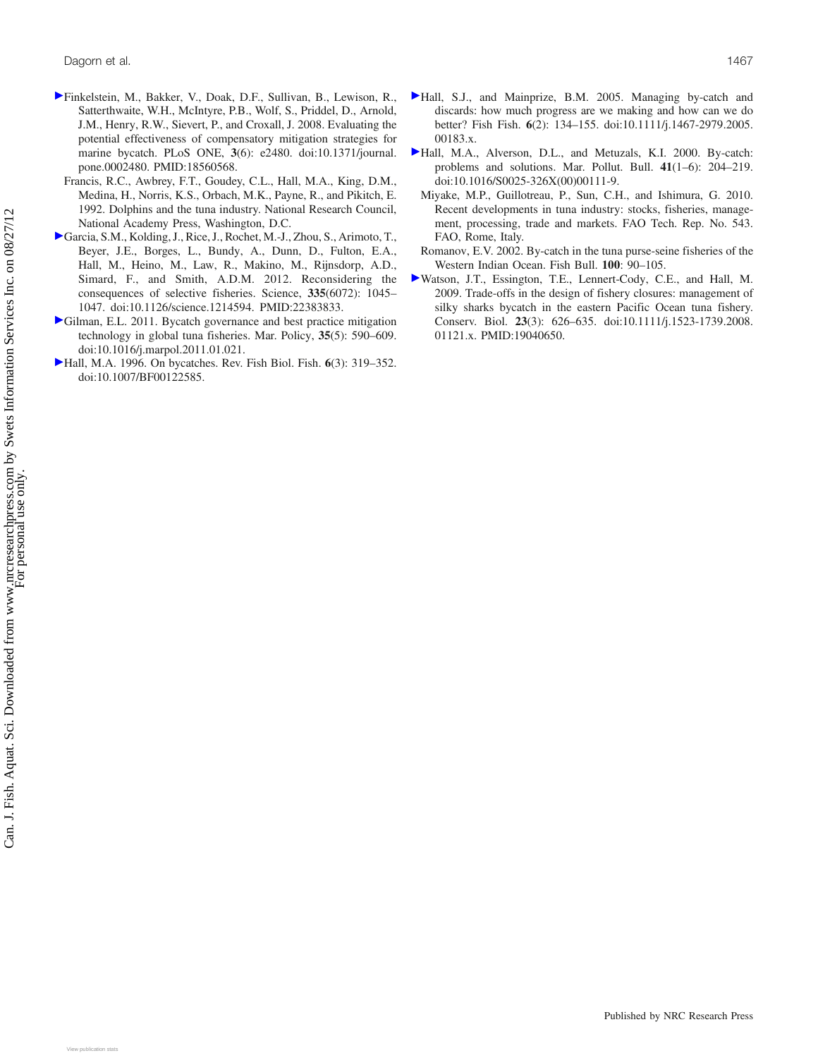Finkelstein, M., Bakker, V., Doak, D.F., Sullivan, B., Lewison, R., Satterthwaite, W.H., McIntyre, P.B., Wolf, S., Priddel, D., Arnold, J.M., Henry, R.W., Sievert, P., and Croxall, J. 2008. Evaluating the potential effectiveness of compensatory mitigation strategies for marine bycatch. PLoS ONE, **3**(6): e2480. doi:10.1371/journal.pone.0002480. PMID:18560568.

Francis, R.C., Awbrey, F.T., Goudey, C.L., Hall, M.A., King, D.M., Medina, H., Norris, K.S., Orbach, M.K., Payne, R., and Pikitch, E. 1992. Dolphins and the tuna industry. National Research Council, National Academy Press, Washington, D.C.

Garcia, S.M., Kolding, J., Rice, J., Rochet, M.-J., Zhou, S., Arimoto, T., Beyer, J.E., Borges, L., Bundy, A., Dunn, D., Fulton, E.A., Hall, M., Heino, M., Law, R., Makino, M., Rijnsdorp, A.D., Simard, F., and Smith, A.D.M. 2012. Reconsidering the consequences of selective fisheries. Science, **335**(6072): 1045–1047. doi:10.1126/science.1214594. PMID:22383833.

Gilman, E.L. 2011. Bycatch governance and best practice mitigation technology in global tuna fisheries. Mar. Policy, **35**(5): 590–609. doi:10.1016/j.marpol.2011.01.021.

Hall, M.A. 1996. On bycatches. Rev. Fish Biol. Fish. **6**(3): 319–352. doi:10.1007/BF00122585.

Hall, S.J., and Mainprize, B.M. 2005. Managing by-catch and discards: how much progress are we making and how can we do better? Fish Fish. **6**(2): 134–155. doi:10.1111/j.1467-2979.2005.00183.x.

Hall, M.A., Alverson, D.L., and Metuzals, K.I. 2000. By-catch: problems and solutions. Mar. Pollut. Bull. **41**(1–6): 204–219. doi:10.1016/S0025-326X(00)00111-9.

Miyake, M.P., Guillotreau, P., Sun, C.H., and Ishimura, G. 2010. Recent developments in tuna industry: stocks, fisheries, management, processing, trade and markets. FAO Tech. Rep. No. 543. FAO, Rome, Italy.

Romanov, E.V. 2002. By-catch in the tuna purse-seine fisheries of the Western Indian Ocean. Fish Bull. **100**: 90–105.

Watson, J.T., Essington, T.E., Lennert-Cody, C.E., and Hall, M. 2009. Trade-offs in the design of fishery closures: management of silky sharks bycatch in the eastern Pacific Ocean tuna fishery. Conserv. Biol. **23**(3): 626–635. doi:10.1111/j.1523-1739.2008.01121.x. PMID:19040650.